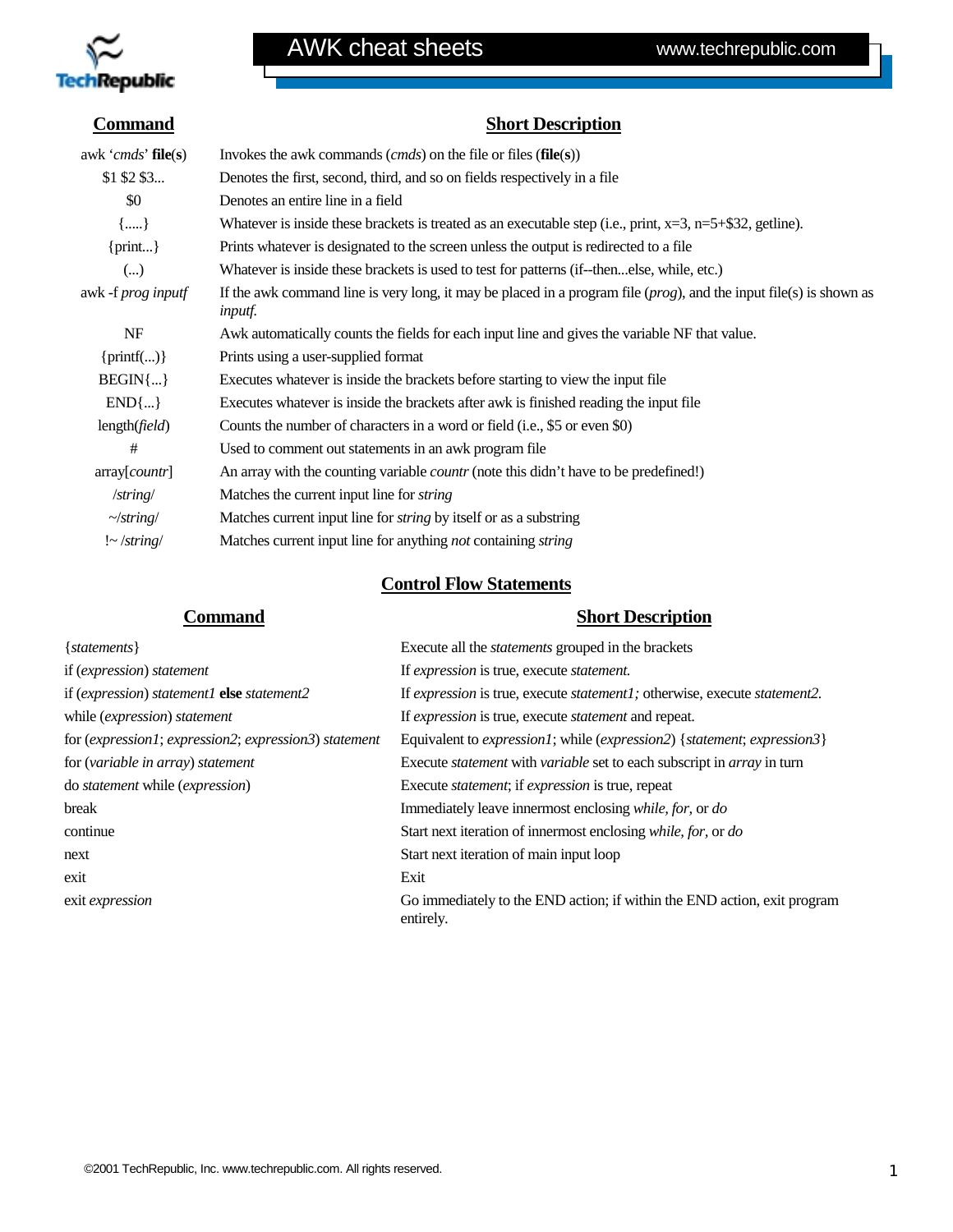# AWK cheat sheets

| Command | Short Description |
| --- | --- |
| awk '*cmds*' **file**(**s**) | Invokes the awk commands (*cmds*) on the file or files (**file**(**s**)) |
| $1 $2 $3... | Denotes the first, second, third, and so on fields respectively in a file |
| $0 | Denotes an entire line in a field |
| {.....} | Whatever is inside these brackets is treated as an executable step (i.e., print, x=3, n=5+$32, getline). |
| {print...} | Prints whatever is designated to the screen unless the output is redirected to a file |
| (...) | Whatever is inside these brackets is used to test for patterns (if--then...else, while, etc.) |
| awk -f *prog inputf* | If the awk command line is very long, it may be placed in a program file (*prog*), and the input file(s) is shown as *inputf.* |
| NF | Awk automatically counts the fields for each input line and gives the variable NF that value. |
| {printf(...)} | Prints using a user-supplied format |
| BEGIN{...} | Executes whatever is inside the brackets before starting to view the input file |
| END{...} | Executes whatever is inside the brackets after awk is finished reading the input file |
| length(*field*) | Counts the number of characters in a word or field (i.e., $5 or even $0) |
| # | Used to comment out statements in an awk program file |
| array[*countr*] | An array with the counting variable *countr* (note this didn't have to be predefined!) |
| /*string*/ | Matches the current input line for *string* |
| ~/*string*/ | Matches current input line for *string* by itself or as a substring |
| !~ /*string*/ | Matches current input line for anything *not* containing *string* |

## Control Flow Statements

| Command | Short Description |
| --- | --- |
| {*statements*} | Execute all the *statements* grouped in the brackets |
| if (*expression*) *statement* | If *expression* is true, execute *statement.* |
| if (*expression*) *statement1* **else** *statement2* | If *expression* is true, execute *statement1;* otherwise, execute *statement2.* |
| while (*expression*) *statement* | If *expression* is true, execute *statement* and repeat. |
| for (*expression1*; *expression2*; *expression3*) *statement* | Equivalent to *expression1*; while (*expression2*) {*statement*; *expression3*} |
| for (*variable in array*) *statement* | Execute *statement* with *variable* set to each subscript in *array* in turn |
| do *statement* while (*expression*) | Execute *statement*; if *expression* is true, repeat |
| break | Immediately leave innermost enclosing *while, for,* or *do* |
| continue | Start next iteration of innermost enclosing *while, for,* or *do* |
| next | Start next iteration of main input loop |
| exit | Exit |
| exit *expression* | Go immediately to the END action; if within the END action, exit program entirely. |

©2001 TechRepublic, Inc. www.techrepublic.com. All rights reserved.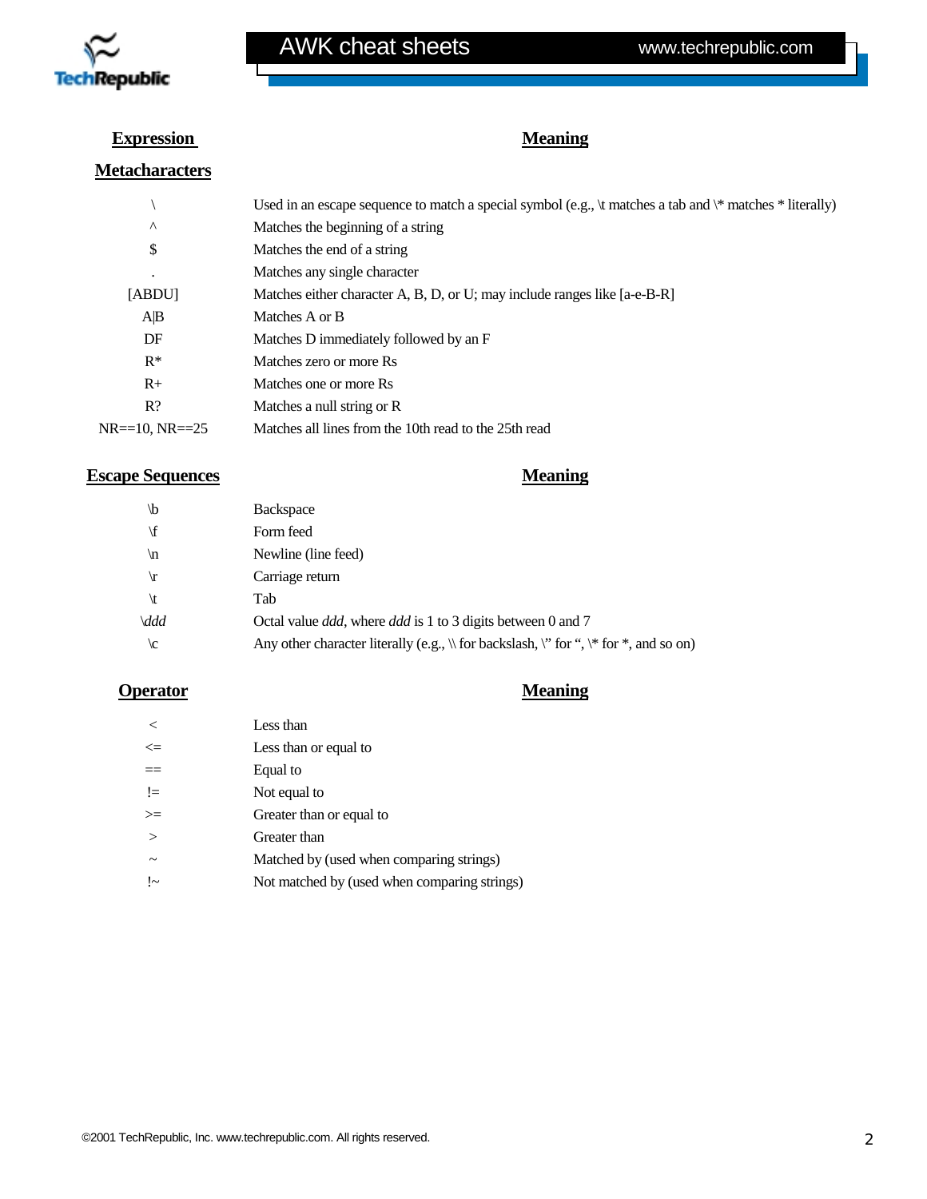| Expression | Meaning |
|---|---|
| **Metacharacters** | |
| \ | Used in an escape sequence to match a special symbol (e.g., \t matches a tab and \* matches * literally) |
| ^ | Matches the beginning of a string |
| $ | Matches the end of a string |
| . | Matches any single character |
| [ABDU] | Matches either character A, B, D, or U; may include ranges like [a-e-B-R] |
| A\|B | Matches A or B |
| DF | Matches D immediately followed by an F |
| R* | Matches zero or more Rs |
| R+ | Matches one or more Rs |
| R? | Matches a null string or R |
| NR==10, NR==25 | Matches all lines from the 10th read to the 25th read |

| Escape Sequences | Meaning |
|---|---|
| \b | Backspace |
| \f | Form feed |
| \n | Newline (line feed) |
| \r | Carriage return |
| \t | Tab |
| \ *ddd* | Octal value *ddd*, where *ddd* is 1 to 3 digits between 0 and 7 |
| \c | Any other character literally (e.g., \\ for backslash, \" for ", \* for *, and so on) |

| Operator | Meaning |
|---|---|
| < | Less than |
| <= | Less than or equal to |
| == | Equal to |
| != | Not equal to |
| >= | Greater than or equal to |
| > | Greater than |
| ~ | Matched by (used when comparing strings) |
| !~ | Not matched by (used when comparing strings) |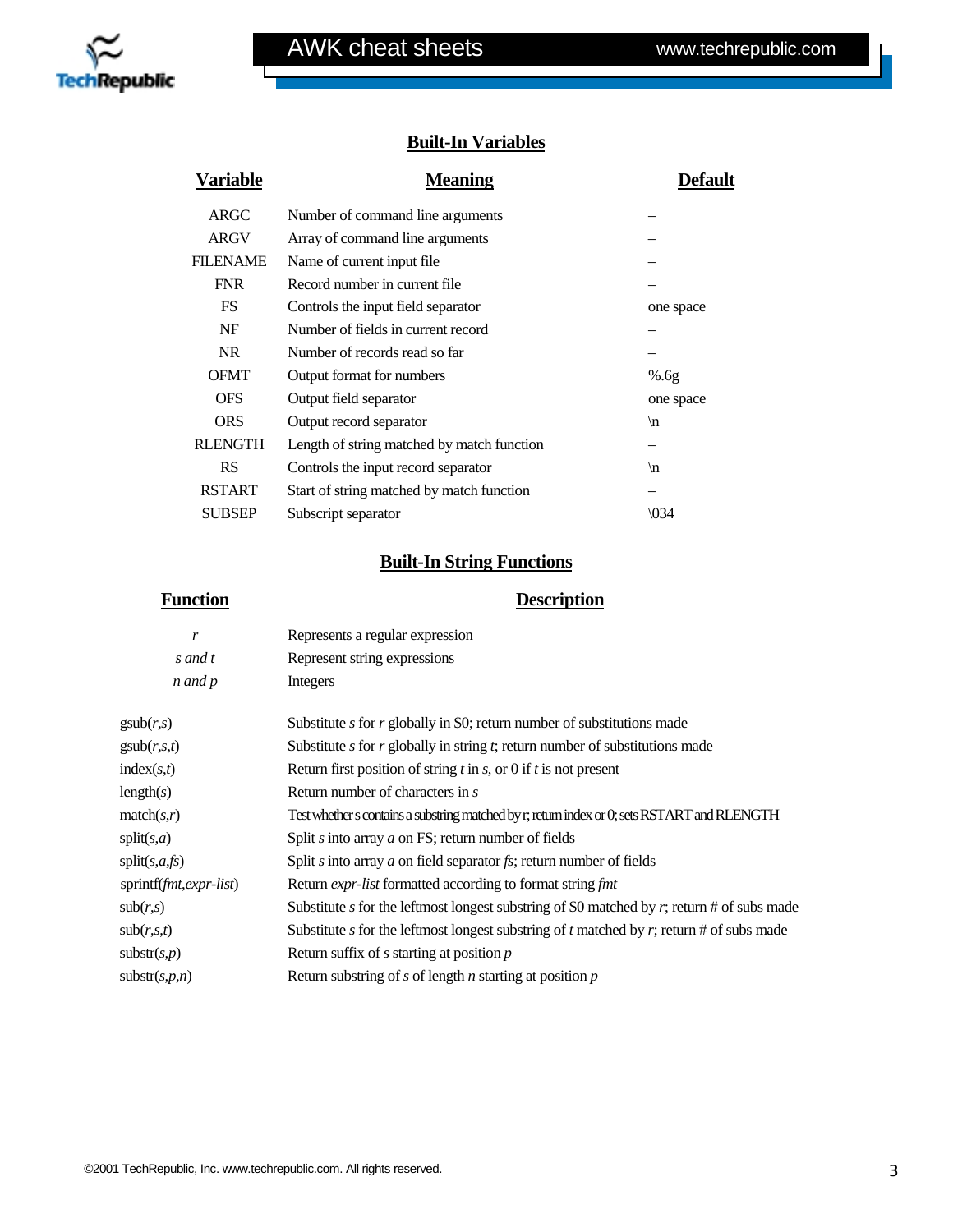## Built-In Variables

| Variable | Meaning | Default |
|---|---|---|
| ARGC | Number of command line arguments | – |
| ARGV | Array of command line arguments | – |
| FILENAME | Name of current input file | – |
| FNR | Record number in current file | – |
| FS | Controls the input field separator | one space |
| NF | Number of fields in current record | – |
| NR | Number of records read so far | – |
| OFMT | Output format for numbers | %.6g |
| OFS | Output field separator | one space |
| ORS | Output record separator | \n |
| RLENGTH | Length of string matched by match function | – |
| RS | Controls the input record separator | \n |
| RSTART | Start of string matched by match function | – |
| SUBSEP | Subscript separator | \034 |

## Built-In String Functions

| Function | Description |
|---|---|
| *r* | Represents a regular expression |
| *s and t* | Represent string expressions |
| *n and p* | Integers |
| gsub(*r*,*s*) | Substitute *s* for *r* globally in $0; return number of substitutions made |
| gsub(*r*,*s*,*t*) | Substitute *s* for *r* globally in string *t*; return number of substitutions made |
| index(*s*,*t*) | Return first position of string *t* in *s*, or 0 if *t* is not present |
| length(*s*) | Return number of characters in *s* |
| match(*s*,*r*) | Test whether s contains a substring matched by r; return index or 0; sets RSTART and RLENGTH |
| split(*s*,*a*) | Split *s* into array *a* on FS; return number of fields |
| split(*s*,*a*,*fs*) | Split *s* into array *a* on field separator *fs*; return number of fields |
| sprintf(*fmt*,*expr-list*) | Return *expr-list* formatted according to format string *fmt* |
| sub(*r*,*s*) | Substitute *s* for the leftmost longest substring of $0 matched by *r*; return # of subs made |
| sub(*r*,*s*,*t*) | Substitute *s* for the leftmost longest substring of *t* matched by *r*; return # of subs made |
| substr(*s*,*p*) | Return suffix of *s* starting at position *p* |
| substr(*s*,*p*,*n*) | Return substring of *s* of length *n* starting at position *p* |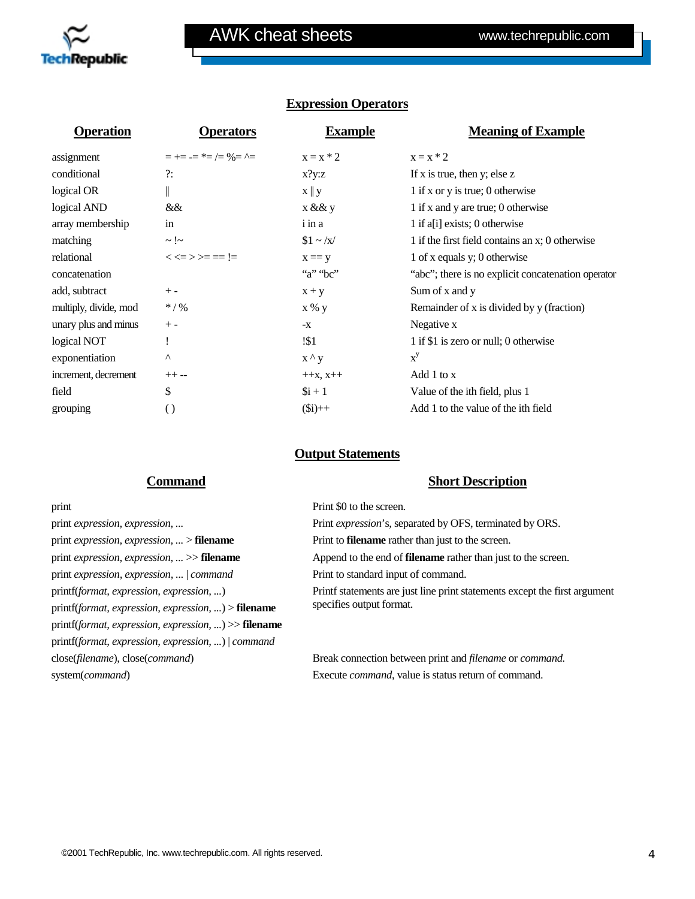## Expression Operators

| Operation | Operators | Example | Meaning of Example |
|---|---|---|---|
| assignment | = += -= *= /= %= ^= | x = x * 2 | x = x * 2 |
| conditional | ?: | x?y:z | If x is true, then y; else z |
| logical OR | ‖ | x ‖ y | 1 if x or y is true; 0 otherwise |
| logical AND | && | x && y | 1 if x and y are true; 0 otherwise |
| array membership | in | i in a | 1 if a[i] exists; 0 otherwise |
| matching | ~ !~ | $1 ~ /x/ | 1 if the first field contains an x; 0 otherwise |
| relational | < <= > >= == != | x == y | 1 of x equals y; 0 otherwise |
| concatenation | | "a" "bc" | "abc"; there is no explicit concatenation operator |
| add, subtract | + - | x + y | Sum of x and y |
| multiply, divide, mod | * / % | x % y | Remainder of x is divided by y (fraction) |
| unary plus and minus | + - | -x | Negative x |
| logical NOT | ! | !$1 | 1 if $1 is zero or null; 0 otherwise |
| exponentiation | ^ | x ^ y | $x^y$ |
| increment, decrement | ++ -- | ++x, x++ | Add 1 to x |
| field | $ | $i + 1 | Value of the ith field, plus 1 |
| grouping | ( ) | ($i)++ | Add 1 to the value of the ith field |

## Output Statements

| Command | Short Description |
|---|---|
| print | Print $0 to the screen. |
| print *expression, expression, ...* | Print *expression*'s, separated by OFS, terminated by ORS. |
| print *expression, expression, ...* > **filename** | Print to **filename** rather than just to the screen. |
| print *expression, expression, ...* >> **filename** | Append to the end of **filename** rather than just to the screen. |
| print *expression, expression, ...* \| *command* | Print to standard input of command. |
| printf(*format, expression, expression, ...*) | Printf statements are just line print statements except the first argument specifies output format. |
| printf(*format, expression, expression, ...*) > **filename** | |
| printf(*format, expression, expression, ...*) >> **filename** | |
| printf(*format, expression, expression, ...*) \| *command* | |
| close(*filename*), close(*command*) | Break connection between print and *filename* or *command.* |
| system(*command*) | Execute *command*, value is status return of command. |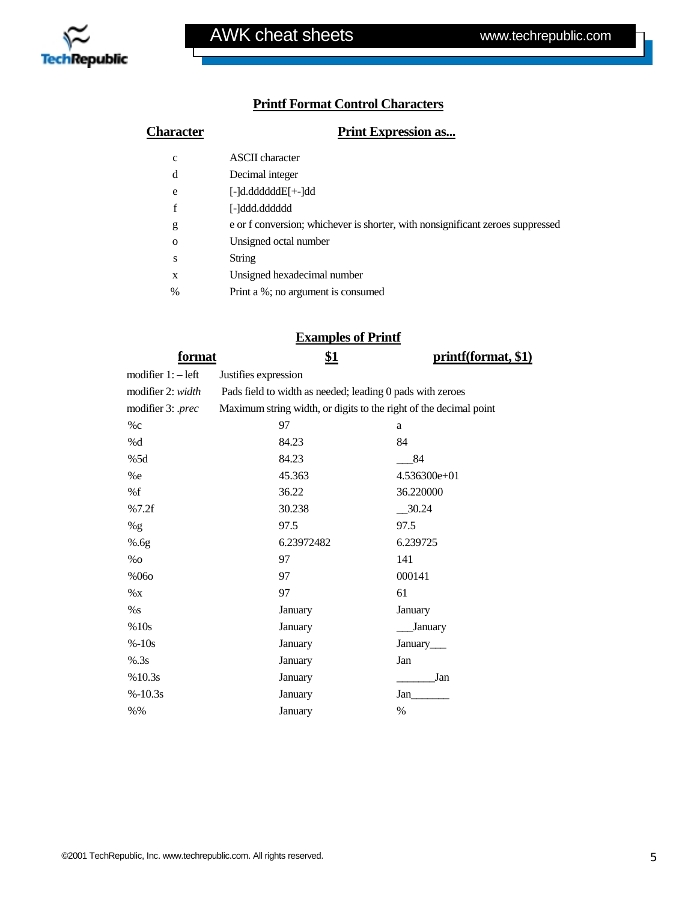## Printf Format Control Characters

| Character | Print Expression as... |
| --- | --- |
| c | ASCII character |
| d | Decimal integer |
| e | [-]d.ddddddE[+-]dd |
| f | [-]ddd.dddddd |
| g | e or f conversion; whichever is shorter, with nonsignificant zeroes suppressed |
| o | Unsigned octal number |
| s | String |
| x | Unsigned hexadecimal number |
| % | Print a %; no argument is consumed |

## Examples of Printf

| format | $1 | printf(format, $1) |
| --- | --- | --- |
| modifier 1: – left | Justifies expression | |
| modifier 2: *width* | Pads field to width as needed; leading 0 pads with zeroes | |
| modifier 3: *.prec* | Maximum string width, or digits to the right of the decimal point | |
| %c | 97 | a |
| %d | 84.23 | 84 |
| %5d | 84.23 | ___84 |
| %e | 45.363 | 4.536300e+01 |
| %f | 36.22 | 36.220000 |
| %7.2f | 30.238 | __30.24 |
| %g | 97.5 | 97.5 |
| %.6g | 6.23972482 | 6.239725 |
| %o | 97 | 141 |
| %06o | 97 | 000141 |
| %x | 97 | 61 |
| %s | January | January |
| %10s | January | ___January |
| %-10s | January | January___ |
| %.3s | January | Jan |
| %10.3s | January | _______Jan |
| %-10.3s | January | Jan_______ |
| %% | January | % |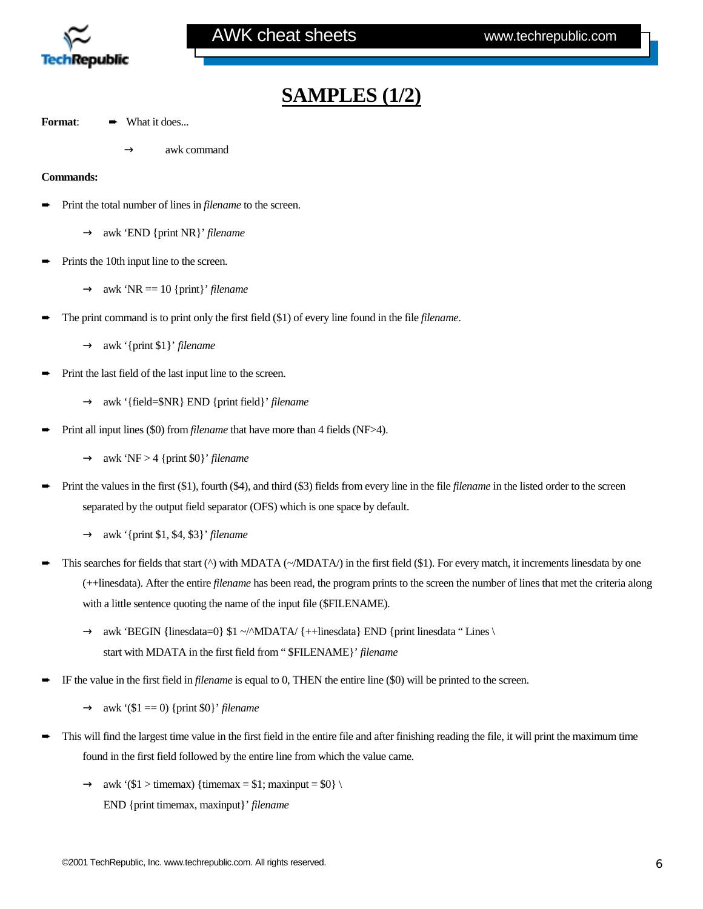# SAMPLES (1/2)

**Format**: ➨ What it does...

→ awk command

**Commands:**

➨ Print the total number of lines in *filename* to the screen.

→ awk 'END {print NR}' *filename*

➨ Prints the 10th input line to the screen.

→ awk 'NR == 10 {print}' *filename*

➨ The print command is to print only the first field ($1) of every line found in the file *filename*.

→ awk '{print $1}' *filename*

➨ Print the last field of the last input line to the screen.

→ awk '{field=$NR} END {print field}' *filename*

➨ Print all input lines ($0) from *filename* that have more than 4 fields (NF>4).

→ awk 'NF > 4 {print $0}' *filename*

➨ Print the values in the first ($1), fourth ($4), and third ($3) fields from every line in the file *filename* in the listed order to the screen separated by the output field separator (OFS) which is one space by default.

→ awk '{print $1, $4, $3}' *filename*

➨ This searches for fields that start (^) with MDATA (~/MDATA/) in the first field ($1). For every match, it increments linesdata by one (++linesdata). After the entire *filename* has been read, the program prints to the screen the number of lines that met the criteria along with a little sentence quoting the name of the input file ($FILENAME).

→ awk 'BEGIN {linesdata=0} $1 ~/^MDATA/ {++linesdata} END {print linesdata " Lines \
start with MDATA in the first field from " $FILENAME}' *filename*

➨ IF the value in the first field in *filename* is equal to 0, THEN the entire line ($0) will be printed to the screen.

→ awk '($1 == 0) {print $0}' *filename*

➨ This will find the largest time value in the first field in the entire file and after finishing reading the file, it will print the maximum time found in the first field followed by the entire line from which the value came.

→ awk '($1 > timemax) {timemax = $1; maxinput = $0} \
END {print timemax, maxinput}' *filename*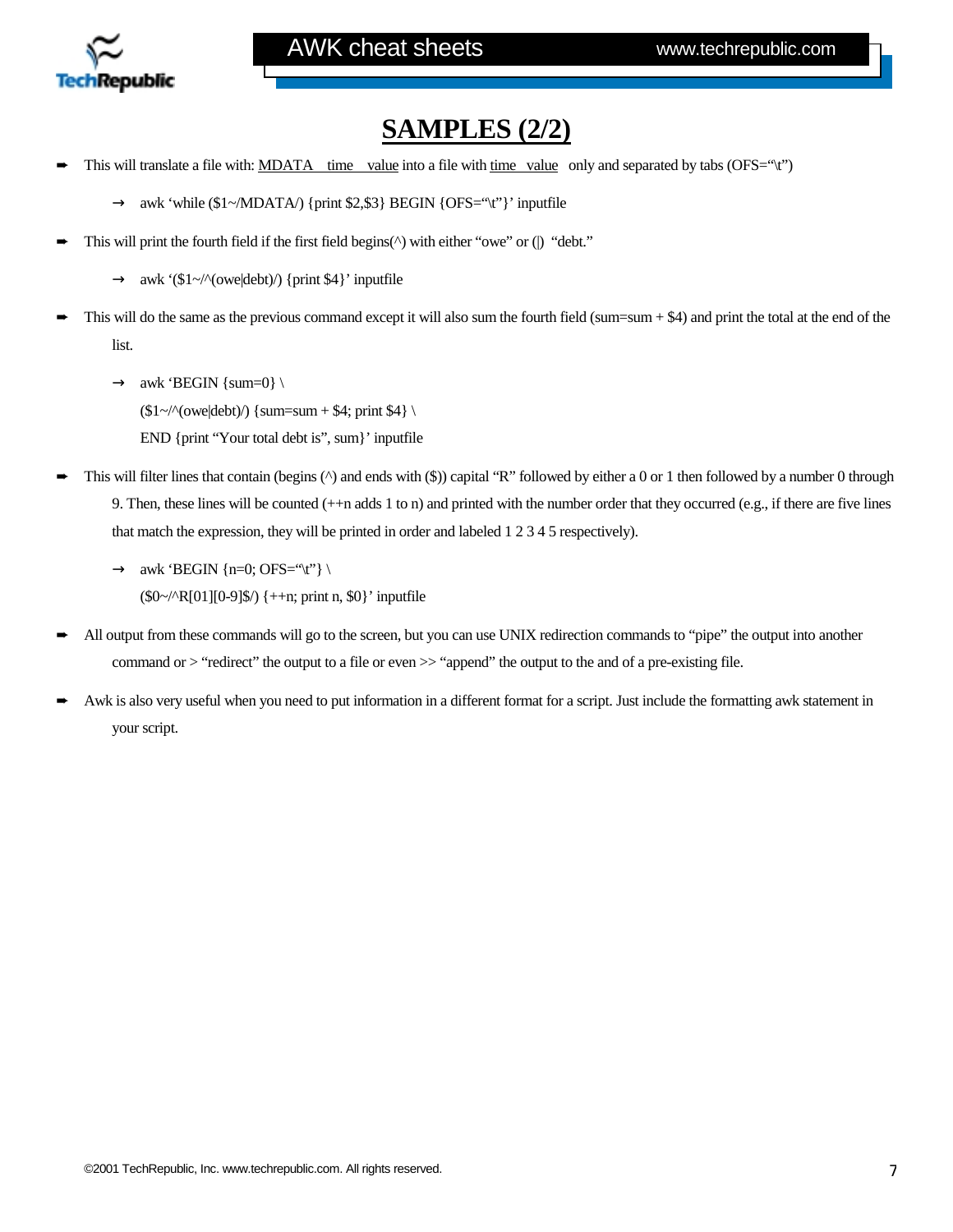# SAMPLES (2/2)

- This will translate a file with: MDATA   time   value into a file with time   value   only and separated by tabs (OFS="\t")

  → awk 'while ($1~/MDATA/) {print $2,$3} BEGIN {OFS="\t"}' inputfile

- This will print the fourth field if the first field begins(^) with either "owe" or (|)  "debt."

  → awk '($1~/^(owe|debt)/) {print $4}' inputfile

- This will do the same as the previous command except it will also sum the fourth field (sum=sum + $4) and print the total at the end of the list.

  → awk 'BEGIN {sum=0} \
  ($1~/^(owe|debt)/) {sum=sum + $4; print $4} \
  END {print "Your total debt is", sum}' inputfile

- This will filter lines that contain (begins (^) and ends with ($)) capital "R" followed by either a 0 or 1 then followed by a number 0 through 9. Then, these lines will be counted (++n adds 1 to n) and printed with the number order that they occurred (e.g., if there are five lines that match the expression, they will be printed in order and labeled 1 2 3 4 5 respectively).

  → awk 'BEGIN {n=0; OFS="\t"} \
  ($0~/^R[01][0-9]$/) {++n; print n, $0}' inputfile

- All output from these commands will go to the screen, but you can use UNIX redirection commands to "pipe" the output into another command or > "redirect" the output to a file or even >> "append" the output to the and of a pre-existing file.

- Awk is also very useful when you need to put information in a different format for a script. Just include the formatting awk statement in your script.

©2001 TechRepublic, Inc. www.techrepublic.com. All rights reserved.